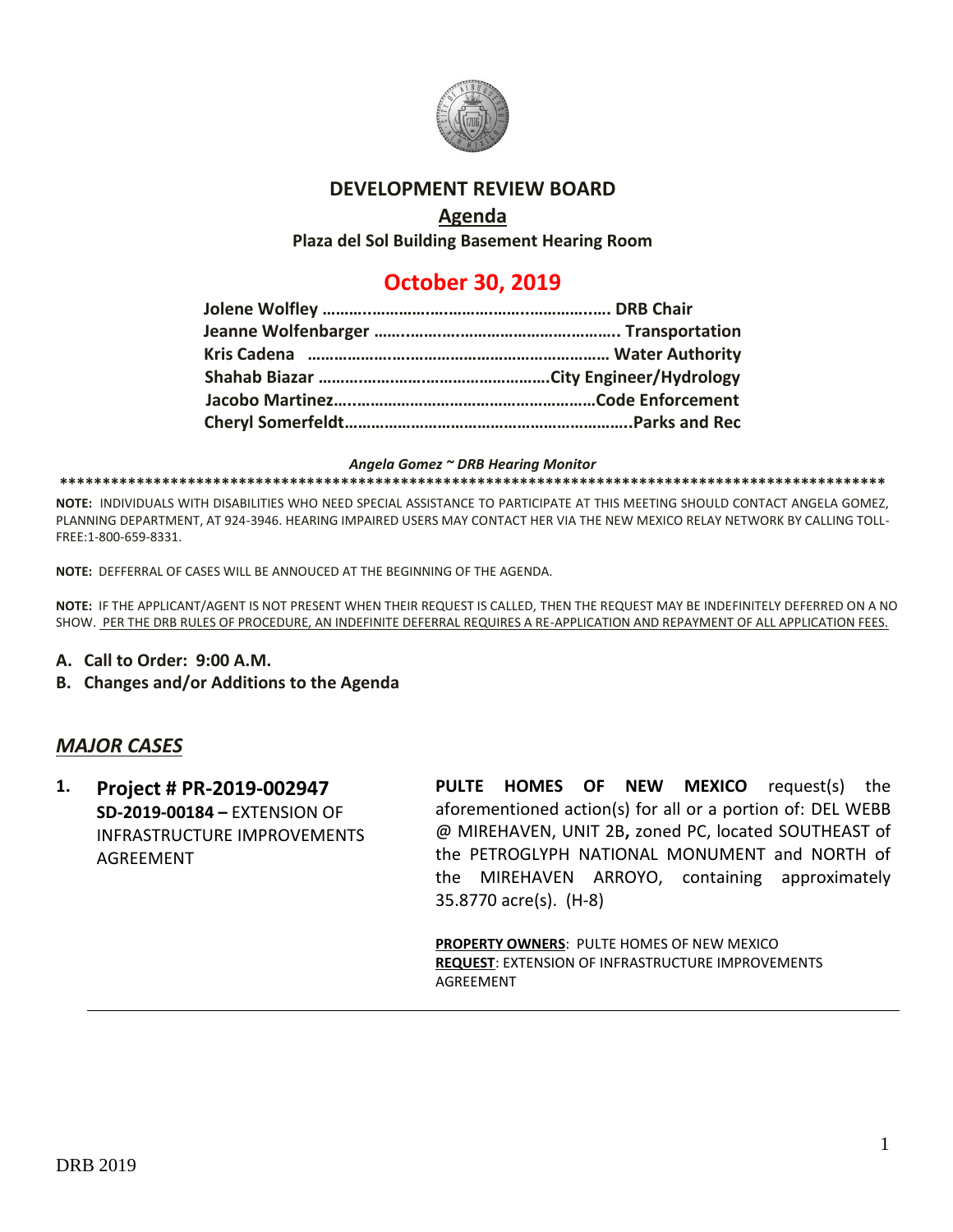# DEVELOPMENT REVIEW BOARD

## Agenda

**Plaza del Sol Building Basement Hearing Room**

## October 30, 2019

**Jolene Wolfley ……………………………………………………. DRB Chair**
**Jeanne Wolfenbarger ……………………………………………. Transportation**
**Kris Cadena ………………………………………………………… Water Authority**
**Shahab Biazar ……………………………………………City Engineer/Hydrology**
**Jacobo Martinez……………………………………………………Code Enforcement**
**Cheryl Somerfeldt…………………………………………………….Parks and Rec**

***Angela Gomez ~ DRB Hearing Monitor***

**NOTE:** INDIVIDUALS WITH DISABILITIES WHO NEED SPECIAL ASSISTANCE TO PARTICIPATE AT THIS MEETING SHOULD CONTACT ANGELA GOMEZ, PLANNING DEPARTMENT, AT 924-3946. HEARING IMPAIRED USERS MAY CONTACT HER VIA THE NEW MEXICO RELAY NETWORK BY CALLING TOLL-FREE:1-800-659-8331.

**NOTE:** DEFFERRAL OF CASES WILL BE ANNOUCED AT THE BEGINNING OF THE AGENDA.

**NOTE:** IF THE APPLICANT/AGENT IS NOT PRESENT WHEN THEIR REQUEST IS CALLED, THEN THE REQUEST MAY BE INDEFINITELY DEFERRED ON A NO SHOW. PER THE DRB RULES OF PROCEDURE, AN INDEFINITE DEFERRAL REQUIRES A RE-APPLICATION AND REPAYMENT OF ALL APPLICATION FEES.

**A. Call to Order: 9:00 A.M.**

**B. Changes and/or Additions to the Agenda**

## *MAJOR CASES*

**1. Project # PR-2019-002947**
**SD-2019-00184 –** EXTENSION OF INFRASTRUCTURE IMPROVEMENTS AGREEMENT

**PULTE HOMES OF NEW MEXICO** request(s) the aforementioned action(s) for all or a portion of: DEL WEBB @ MIREHAVEN, UNIT 2B**,** zoned PC, located SOUTHEAST of the PETROGLYPH NATIONAL MONUMENT and NORTH of the MIREHAVEN ARROYO, containing approximately 35.8770 acre(s). (H-8)

**PROPERTY OWNERS**: PULTE HOMES OF NEW MEXICO
**REQUEST**: EXTENSION OF INFRASTRUCTURE IMPROVEMENTS AGREEMENT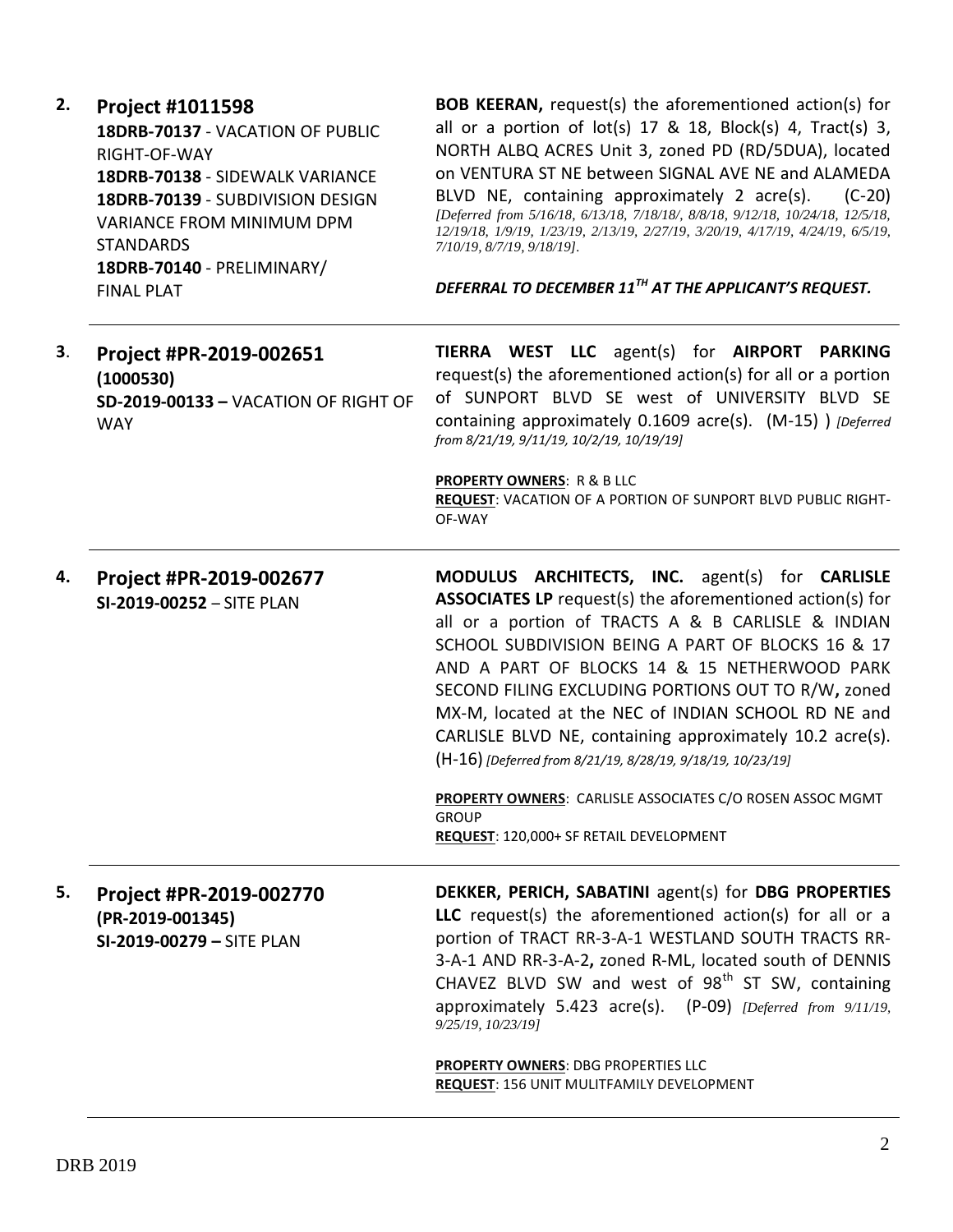**2. Project #1011598**

**18DRB-70137** - VACATION OF PUBLIC RIGHT-OF-WAY
**18DRB-70138** - SIDEWALK VARIANCE
**18DRB-70139** - SUBDIVISION DESIGN VARIANCE FROM MINIMUM DPM STANDARDS
**18DRB-70140** - PRELIMINARY/ FINAL PLAT

**BOB KEERAN,** request(s) the aforementioned action(s) for all or a portion of lot(s) 17 & 18, Block(s) 4, Tract(s) 3, NORTH ALBQ ACRES Unit 3, zoned PD (RD/5DUA), located on VENTURA ST NE between SIGNAL AVE NE and ALAMEDA BLVD NE, containing approximately 2 acre(s). (C-20) *[Deferred from 5/16/18, 6/13/18, 7/18/18/, 8/8/18, 9/12/18, 10/24/18, 12/5/18, 12/19/18, 1/9/19, 1/23/19, 2/13/19, 2/27/19, 3/20/19, 4/17/19, 4/24/19, 6/5/19, 7/10/19, 8/7/19, 9/18/19].*

***DEFERRAL TO DECEMBER 11TH AT THE APPLICANT'S REQUEST.***

---

**3. Project #PR-2019-002651 (1000530)**

**SD-2019-00133 –** VACATION OF RIGHT OF WAY

**TIERRA WEST LLC** agent(s) for **AIRPORT PARKING** request(s) the aforementioned action(s) for all or a portion of SUNPORT BLVD SE west of UNIVERSITY BLVD SE containing approximately 0.1609 acre(s). (M-15) ) *[Deferred from 8/21/19, 9/11/19, 10/2/19, 10/19/19]*

**PROPERTY OWNERS**: R & B LLC
**REQUEST**: VACATION OF A PORTION OF SUNPORT BLVD PUBLIC RIGHT-OF-WAY

---

**4. Project #PR-2019-002677**

**SI-2019-00252** – SITE PLAN

**MODULUS ARCHITECTS, INC.** agent(s) for **CARLISLE ASSOCIATES LP** request(s) the aforementioned action(s) for all or a portion of TRACTS A & B CARLISLE & INDIAN SCHOOL SUBDIVISION BEING A PART OF BLOCKS 16 & 17 AND A PART OF BLOCKS 14 & 15 NETHERWOOD PARK SECOND FILING EXCLUDING PORTIONS OUT TO R/W**,** zoned MX-M, located at the NEC of INDIAN SCHOOL RD NE and CARLISLE BLVD NE, containing approximately 10.2 acre(s). (H-16) *[Deferred from 8/21/19, 8/28/19, 9/18/19, 10/23/19]*

**PROPERTY OWNERS**: CARLISLE ASSOCIATES C/O ROSEN ASSOC MGMT GROUP
**REQUEST**: 120,000+ SF RETAIL DEVELOPMENT

---

**5. Project #PR-2019-002770 (PR-2019-001345)**

**SI-2019-00279 –** SITE PLAN

**DEKKER, PERICH, SABATINI** agent(s) for **DBG PROPERTIES LLC** request(s) the aforementioned action(s) for all or a portion of TRACT RR-3-A-1 WESTLAND SOUTH TRACTS RR-3-A-1 AND RR-3-A-2**,** zoned R-ML, located south of DENNIS CHAVEZ BLVD SW and west of 98th ST SW, containing approximately 5.423 acre(s). (P-09) *[Deferred from 9/11/19, 9/25/19, 10/23/19]*

**PROPERTY OWNERS**: DBG PROPERTIES LLC
**REQUEST**: 156 UNIT MULITFAMILY DEVELOPMENT

---

DRB 2019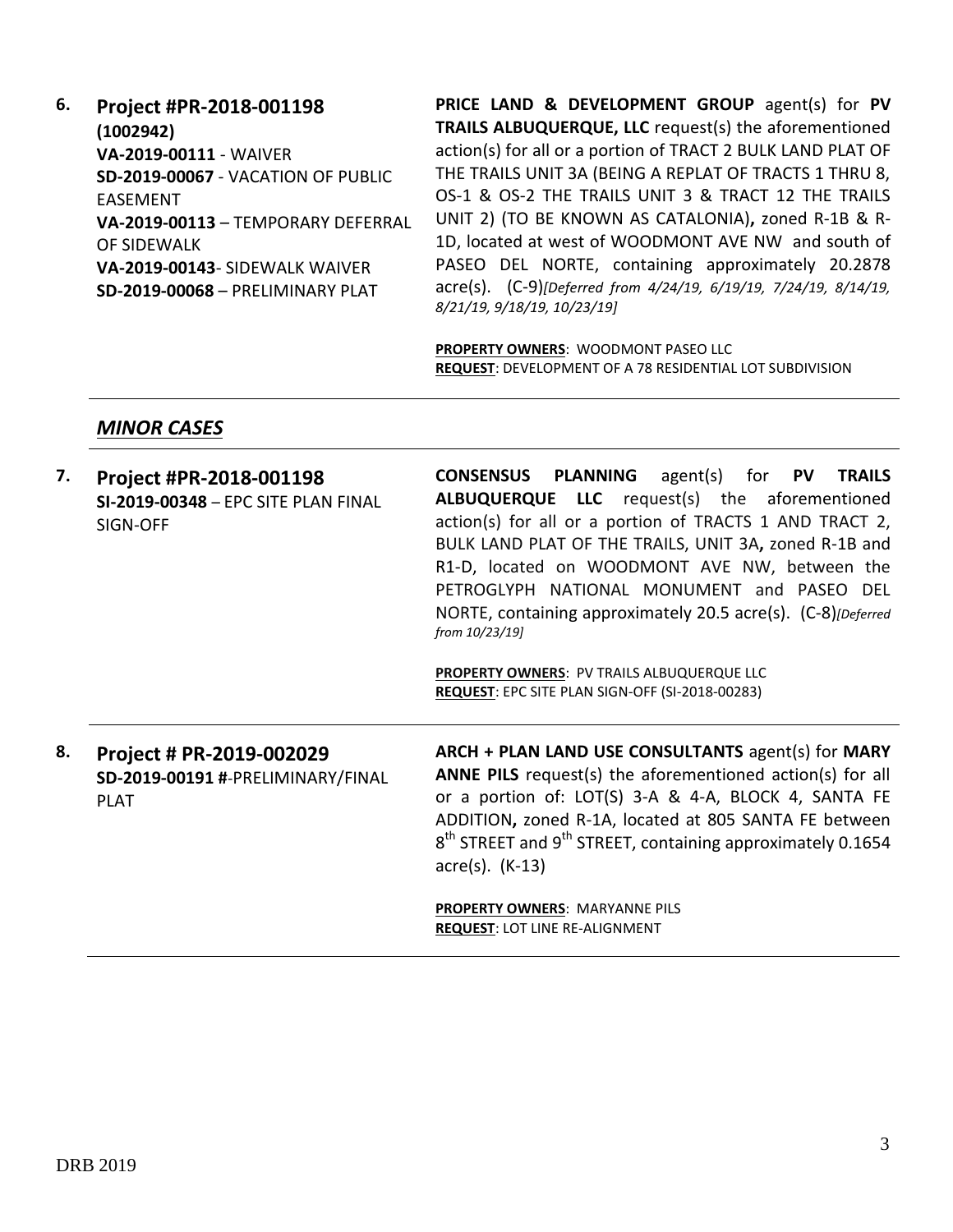**6. Project #PR-2018-001198**
**(1002942)**
**VA-2019-00111** - WAIVER
**SD-2019-00067** - VACATION OF PUBLIC EASEMENT
**VA-2019-00113** – TEMPORARY DEFERRAL OF SIDEWALK
**VA-2019-00143**- SIDEWALK WAIVER
**SD-2019-00068** – PRELIMINARY PLAT

**PRICE LAND & DEVELOPMENT GROUP** agent(s) for **PV TRAILS ALBUQUERQUE, LLC** request(s) the aforementioned action(s) for all or a portion of TRACT 2 BULK LAND PLAT OF THE TRAILS UNIT 3A (BEING A REPLAT OF TRACTS 1 THRU 8, OS-1 & OS-2 THE TRAILS UNIT 3 & TRACT 12 THE TRAILS UNIT 2) (TO BE KNOWN AS CATALONIA)**,** zoned R-1B & R-1D, located at west of WOODMONT AVE NW and south of PASEO DEL NORTE, containing approximately 20.2878 acre(s). (C-9)*[Deferred from 4/24/19, 6/19/19, 7/24/19, 8/14/19, 8/21/19, 9/18/19, 10/23/19]*

**PROPERTY OWNERS**: WOODMONT PASEO LLC
**REQUEST**: DEVELOPMENT OF A 78 RESIDENTIAL LOT SUBDIVISION

## *MINOR CASES*

**7. Project #PR-2018-001198**
**SI-2019-00348** – EPC SITE PLAN FINAL SIGN-OFF

**CONSENSUS PLANNING** agent(s) for **PV TRAILS ALBUQUERQUE LLC** request(s) the aforementioned action(s) for all or a portion of TRACTS 1 AND TRACT 2, BULK LAND PLAT OF THE TRAILS, UNIT 3A**,** zoned R-1B and R1-D, located on WOODMONT AVE NW, between the PETROGLYPH NATIONAL MONUMENT and PASEO DEL NORTE, containing approximately 20.5 acre(s). (C-8)*[Deferred from 10/23/19]*

**PROPERTY OWNERS**: PV TRAILS ALBUQUERQUE LLC
**REQUEST**: EPC SITE PLAN SIGN-OFF (SI-2018-00283)

**8. Project # PR-2019-002029**
**SD-2019-00191 #**-PRELIMINARY/FINAL PLAT

**ARCH + PLAN LAND USE CONSULTANTS** agent(s) for **MARY ANNE PILS** request(s) the aforementioned action(s) for all or a portion of: LOT(S) 3-A & 4-A, BLOCK 4, SANTA FE ADDITION**,** zoned R-1A, located at 805 SANTA FE between 8th STREET and 9th STREET, containing approximately 0.1654 acre(s). (K-13)

**PROPERTY OWNERS**: MARYANNE PILS
**REQUEST**: LOT LINE RE-ALIGNMENT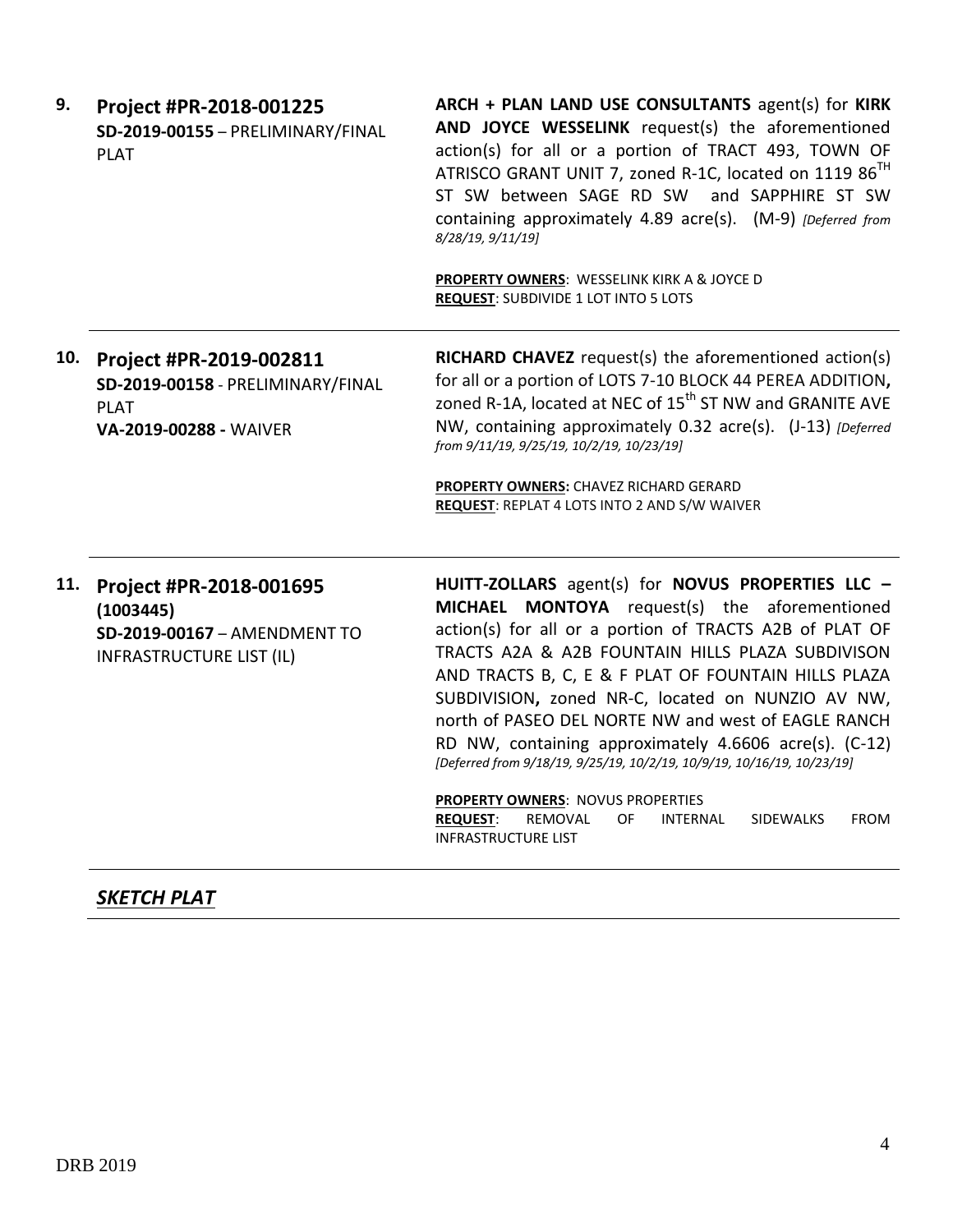| | | |
|---|---|---|
| **9.** | **Project #PR-2018-001225**<br>**SD-2019-00155** – PRELIMINARY/FINAL PLAT | **ARCH + PLAN LAND USE CONSULTANTS** agent(s) for **KIRK AND JOYCE WESSELINK** request(s) the aforementioned action(s) for all or a portion of TRACT 493, TOWN OF ATRISCO GRANT UNIT 7, zoned R-1C, located on 1119 86TH ST SW between SAGE RD SW and SAPPHIRE ST SW containing approximately 4.89 acre(s). (M-9) *[Deferred from 8/28/19, 9/11/19]*<br><br>**PROPERTY OWNERS**: WESSELINK KIRK A & JOYCE D<br>**REQUEST**: SUBDIVIDE 1 LOT INTO 5 LOTS |
| **10.** | **Project #PR-2019-002811**<br>**SD-2019-00158** - PRELIMINARY/FINAL PLAT<br>**VA-2019-00288 -** WAIVER | **RICHARD CHAVEZ** request(s) the aforementioned action(s) for all or a portion of LOTS 7-10 BLOCK 44 PEREA ADDITION**,** zoned R-1A, located at NEC of 15th ST NW and GRANITE AVE NW, containing approximately 0.32 acre(s). (J-13) *[Deferred from 9/11/19, 9/25/19, 10/2/19, 10/23/19]*<br><br>**PROPERTY OWNERS:** CHAVEZ RICHARD GERARD<br>**REQUEST**: REPLAT 4 LOTS INTO 2 AND S/W WAIVER |
| **11.** | **Project #PR-2018-001695 (1003445)**<br>**SD-2019-00167** – AMENDMENT TO INFRASTRUCTURE LIST (IL) | **HUITT-ZOLLARS** agent(s) for **NOVUS PROPERTIES LLC – MICHAEL MONTOYA** request(s) the aforementioned action(s) for all or a portion of TRACTS A2B of PLAT OF TRACTS A2A & A2B FOUNTAIN HILLS PLAZA SUBDIVISON AND TRACTS B, C, E & F PLAT OF FOUNTAIN HILLS PLAZA SUBDIVISION**,** zoned NR-C, located on NUNZIO AV NW, north of PASEO DEL NORTE NW and west of EAGLE RANCH RD NW, containing approximately 4.6606 acre(s). (C-12) *[Deferred from 9/18/19, 9/25/19, 10/2/19, 10/9/19, 10/16/19, 10/23/19]*<br><br>**PROPERTY OWNERS**: NOVUS PROPERTIES<br>**REQUEST**: REMOVAL OF INTERNAL SIDEWALKS FROM INFRASTRUCTURE LIST |

## ***SKETCH PLAT***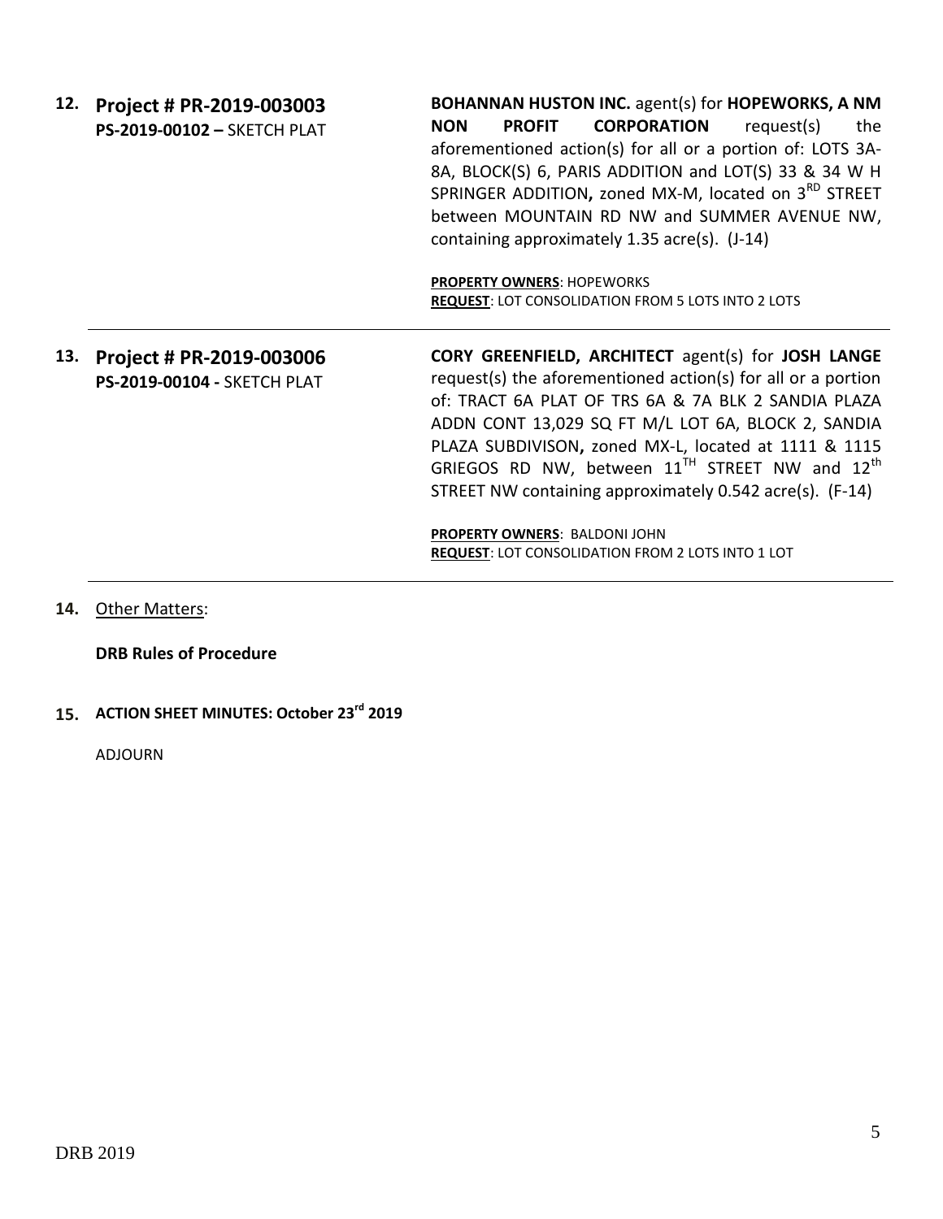| | | |
|---|---|---|
| **12.** | **Project # PR-2019-003003**<br>**PS-2019-00102 –** SKETCH PLAT | **BOHANNAN HUSTON INC.** agent(s) for **HOPEWORKS, A NM NON PROFIT CORPORATION** request(s) the aforementioned action(s) for all or a portion of: LOTS 3A-8A, BLOCK(S) 6, PARIS ADDITION and LOT(S) 33 & 34 W H SPRINGER ADDITION**,** zoned MX-M, located on 3[RD] STREET between MOUNTAIN RD NW and SUMMER AVENUE NW, containing approximately 1.35 acre(s). (J-14)<br><br>**PROPERTY OWNERS**: HOPEWORKS<br>**REQUEST**: LOT CONSOLIDATION FROM 5 LOTS INTO 2 LOTS |
| **13.** | **Project # PR-2019-003006**<br>**PS-2019-00104 -** SKETCH PLAT | **CORY GREENFIELD, ARCHITECT** agent(s) for **JOSH LANGE** request(s) the aforementioned action(s) for all or a portion of: TRACT 6A PLAT OF TRS 6A & 7A BLK 2 SANDIA PLAZA ADDN CONT 13,029 SQ FT M/L LOT 6A, BLOCK 2, SANDIA PLAZA SUBDIVISON**,** zoned MX-L, located at 1111 & 1115 GRIEGOS RD NW, between 11[TH] STREET NW and 12[th] STREET NW containing approximately 0.542 acre(s). (F-14)<br><br>**PROPERTY OWNERS**: BALDONI JOHN<br>**REQUEST**: LOT CONSOLIDATION FROM 2 LOTS INTO 1 LOT |

**14.** Other Matters:

**DRB Rules of Procedure**

**15. ACTION SHEET MINUTES: October 23[rd] 2019**

ADJOURN

DRB 2019